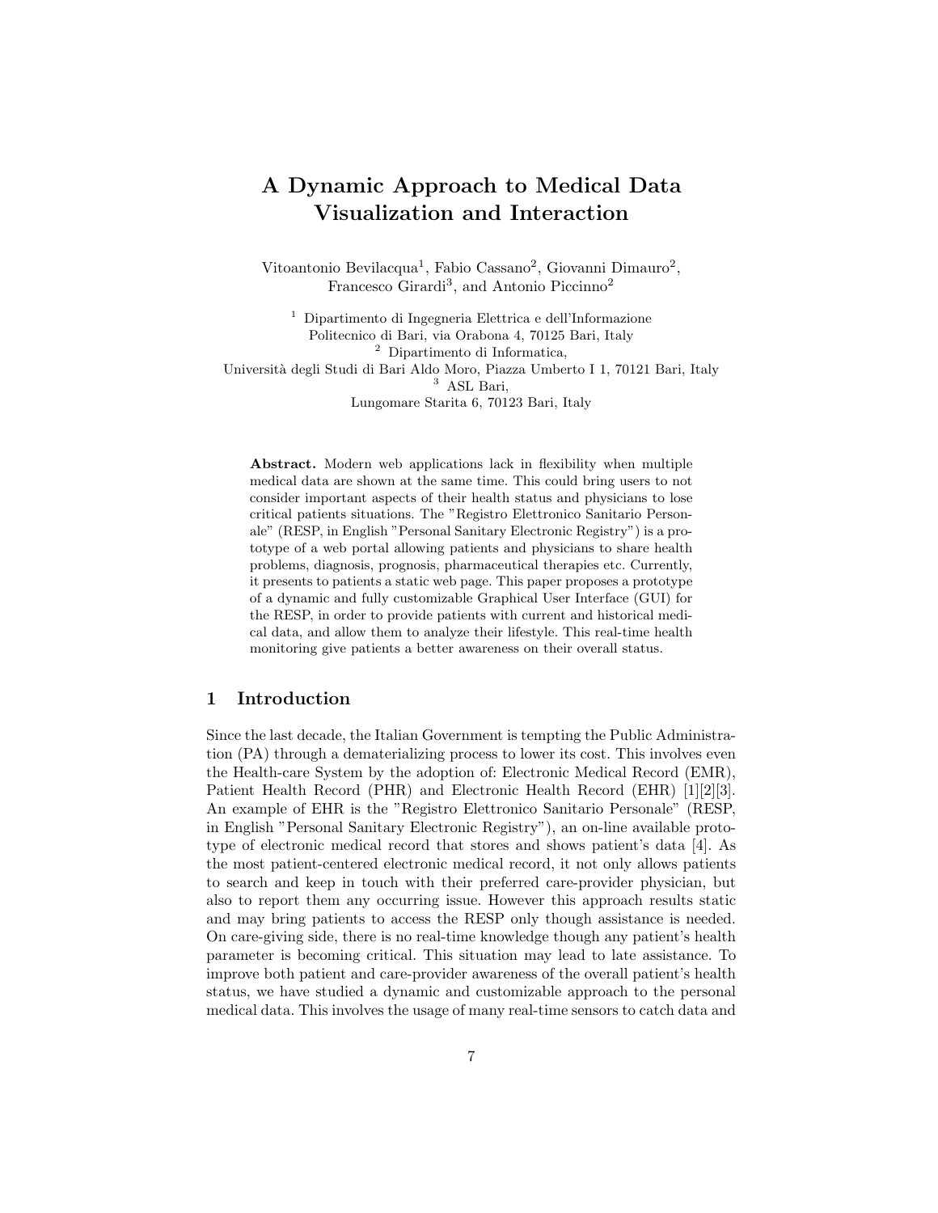# A Dynamic Approach to Medical Data Visualization and Interaction

Vitoantonio Bevilacqua[1], Fabio Cassano[2], Giovanni Dimauro[2], Francesco Girardi[3], and Antonio Piccinno[2]

[1] Dipartimento di Ingegneria Elettrica e dell'Informazione
Politecnico di Bari, via Orabona 4, 70125 Bari, Italy
[2] Dipartimento di Informatica,
Università degli Studi di Bari Aldo Moro, Piazza Umberto I 1, 70121 Bari, Italy
[3] ASL Bari,
Lungomare Starita 6, 70123 Bari, Italy

**Abstract.** Modern web applications lack in flexibility when multiple medical data are shown at the same time. This could bring users to not consider important aspects of their health status and physicians to lose critical patients situations. The "Registro Elettronico Sanitario Personale" (RESP, in English "Personal Sanitary Electronic Registry") is a prototype of a web portal allowing patients and physicians to share health problems, diagnosis, prognosis, pharmaceutical therapies etc. Currently, it presents to patients a static web page. This paper proposes a prototype of a dynamic and fully customizable Graphical User Interface (GUI) for the RESP, in order to provide patients with current and historical medical data, and allow them to analyze their lifestyle. This real-time health monitoring give patients a better awareness on their overall status.

## 1 Introduction

Since the last decade, the Italian Government is tempting the Public Administration (PA) through a dematerializing process to lower its cost. This involves even the Health-care System by the adoption of: Electronic Medical Record (EMR), Patient Health Record (PHR) and Electronic Health Record (EHR) [1][2][3]. An example of EHR is the "Registro Elettronico Sanitario Personale" (RESP, in English "Personal Sanitary Electronic Registry"), an on-line available prototype of electronic medical record that stores and shows patient's data [4]. As the most patient-centered electronic medical record, it not only allows patients to search and keep in touch with their preferred care-provider physician, but also to report them any occurring issue. However this approach results static and may bring patients to access the RESP only though assistance is needed. On care-giving side, there is no real-time knowledge though any patient's health parameter is becoming critical. This situation may lead to late assistance. To improve both patient and care-provider awareness of the overall patient's health status, we have studied a dynamic and customizable approach to the personal medical data. This involves the usage of many real-time sensors to catch data and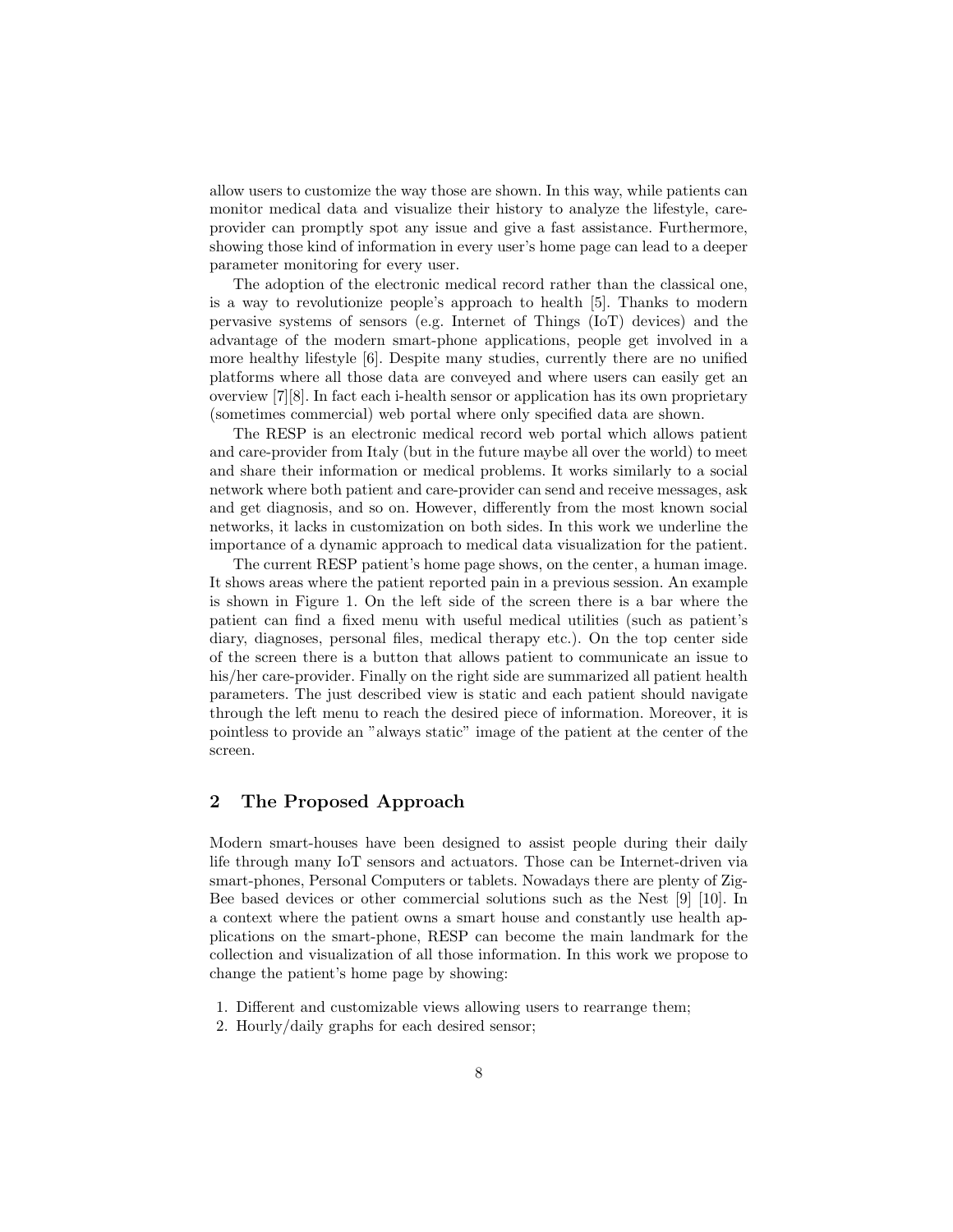allow users to customize the way those are shown. In this way, while patients can monitor medical data and visualize their history to analyze the lifestyle, care-provider can promptly spot any issue and give a fast assistance. Furthermore, showing those kind of information in every user's home page can lead to a deeper parameter monitoring for every user.

The adoption of the electronic medical record rather than the classical one, is a way to revolutionize people's approach to health [5]. Thanks to modern pervasive systems of sensors (e.g. Internet of Things (IoT) devices) and the advantage of the modern smart-phone applications, people get involved in a more healthy lifestyle [6]. Despite many studies, currently there are no unified platforms where all those data are conveyed and where users can easily get an overview [7][8]. In fact each i-health sensor or application has its own proprietary (sometimes commercial) web portal where only specified data are shown.

The RESP is an electronic medical record web portal which allows patient and care-provider from Italy (but in the future maybe all over the world) to meet and share their information or medical problems. It works similarly to a social network where both patient and care-provider can send and receive messages, ask and get diagnosis, and so on. However, differently from the most known social networks, it lacks in customization on both sides. In this work we underline the importance of a dynamic approach to medical data visualization for the patient.

The current RESP patient's home page shows, on the center, a human image. It shows areas where the patient reported pain in a previous session. An example is shown in Figure 1. On the left side of the screen there is a bar where the patient can find a fixed menu with useful medical utilities (such as patient's diary, diagnoses, personal files, medical therapy etc.). On the top center side of the screen there is a button that allows patient to communicate an issue to his/her care-provider. Finally on the right side are summarized all patient health parameters. The just described view is static and each patient should navigate through the left menu to reach the desired piece of information. Moreover, it is pointless to provide an "always static" image of the patient at the center of the screen.

## 2 The Proposed Approach

Modern smart-houses have been designed to assist people during their daily life through many IoT sensors and actuators. Those can be Internet-driven via smart-phones, Personal Computers or tablets. Nowadays there are plenty of ZigBee based devices or other commercial solutions such as the Nest [9] [10]. In a context where the patient owns a smart house and constantly use health applications on the smart-phone, RESP can become the main landmark for the collection and visualization of all those information. In this work we propose to change the patient's home page by showing:

1. Different and customizable views allowing users to rearrange them;
2. Hourly/daily graphs for each desired sensor;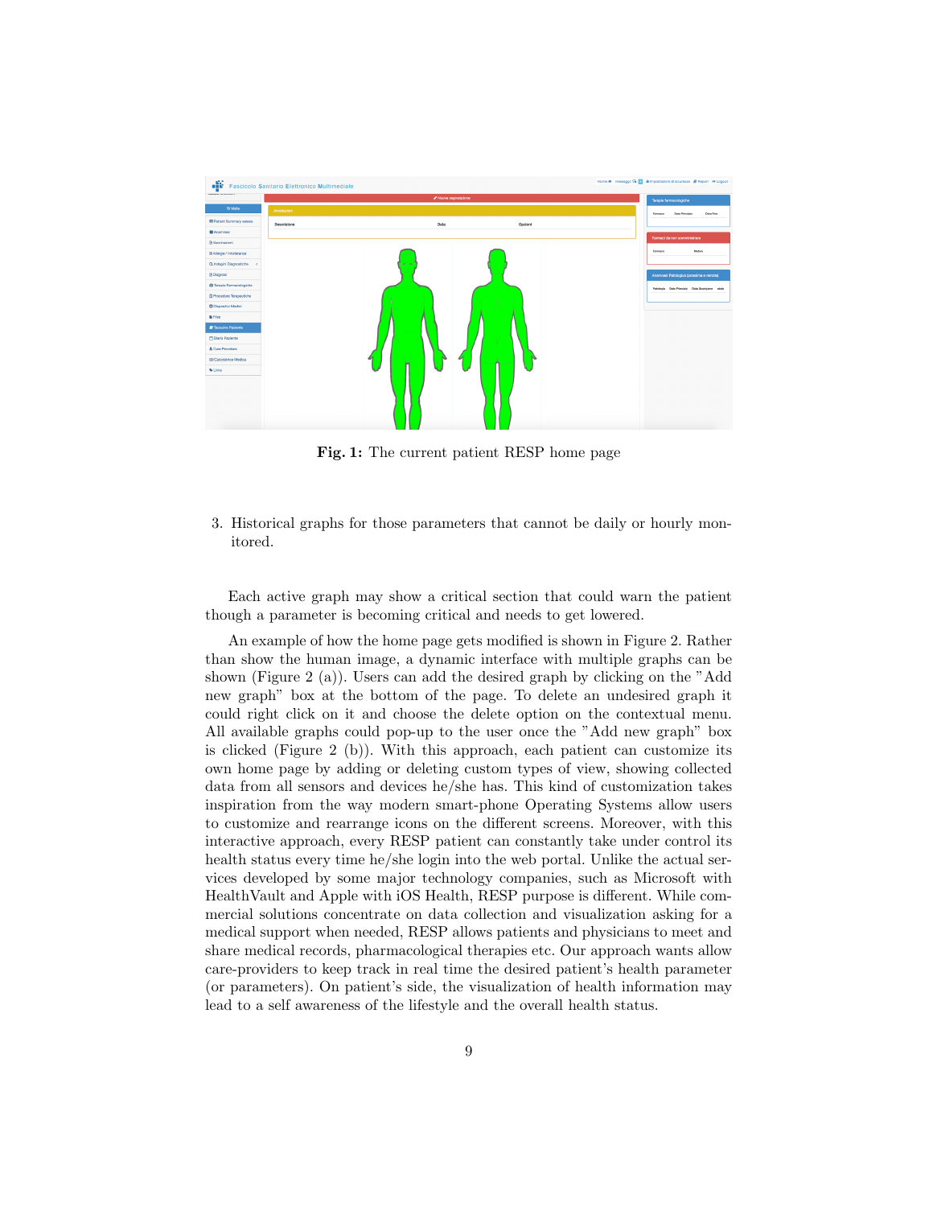Fig. 1: The current patient RESP home page

3. Historical graphs for those parameters that cannot be daily or hourly monitored.

Each active graph may show a critical section that could warn the patient though a parameter is becoming critical and needs to get lowered.

An example of how the home page gets modified is shown in Figure 2. Rather than show the human image, a dynamic interface with multiple graphs can be shown (Figure 2 (a)). Users can add the desired graph by clicking on the "Add new graph" box at the bottom of the page. To delete an undesired graph it could right click on it and choose the delete option on the contextual menu. All available graphs could pop-up to the user once the "Add new graph" box is clicked (Figure 2 (b)). With this approach, each patient can customize its own home page by adding or deleting custom types of view, showing collected data from all sensors and devices he/she has. This kind of customization takes inspiration from the way modern smart-phone Operating Systems allow users to customize and rearrange icons on the different screens. Moreover, with this interactive approach, every RESP patient can constantly take under control its health status every time he/she login into the web portal. Unlike the actual services developed by some major technology companies, such as Microsoft with HealthVault and Apple with iOS Health, RESP purpose is different. While commercial solutions concentrate on data collection and visualization asking for a medical support when needed, RESP allows patients and physicians to meet and share medical records, pharmacological therapies etc. Our approach wants allow care-providers to keep track in real time the desired patient's health parameter (or parameters). On patient's side, the visualization of health information may lead to a self awareness of the lifestyle and the overall health status.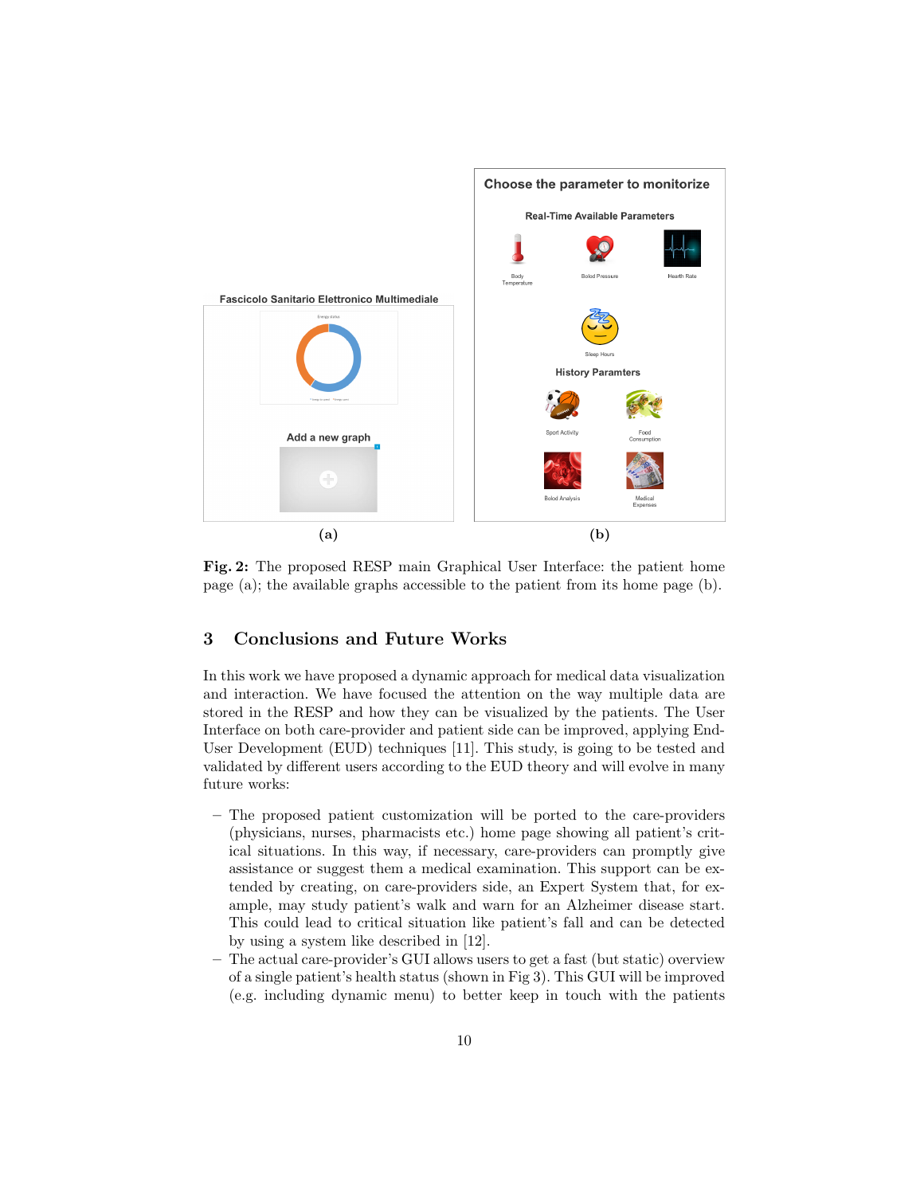**Fig. 2:** The proposed RESP main Graphical User Interface: the patient home page (a); the available graphs accessible to the patient from its home page (b).

## 3 Conclusions and Future Works

In this work we have proposed a dynamic approach for medical data visualization and interaction. We have focused the attention on the way multiple data are stored in the RESP and how they can be visualized by the patients. The User Interface on both care-provider and patient side can be improved, applying End-User Development (EUD) techniques [11]. This study, is going to be tested and validated by different users according to the EUD theory and will evolve in many future works:

- The proposed patient customization will be ported to the care-providers (physicians, nurses, pharmacists etc.) home page showing all patient's critical situations. In this way, if necessary, care-providers can promptly give assistance or suggest them a medical examination. This support can be extended by creating, on care-providers side, an Expert System that, for example, may study patient's walk and warn for an Alzheimer disease start. This could lead to critical situation like patient's fall and can be detected by using a system like described in [12].
- The actual care-provider's GUI allows users to get a fast (but static) overview of a single patient's health status (shown in Fig 3). This GUI will be improved (e.g. including dynamic menu) to better keep in touch with the patients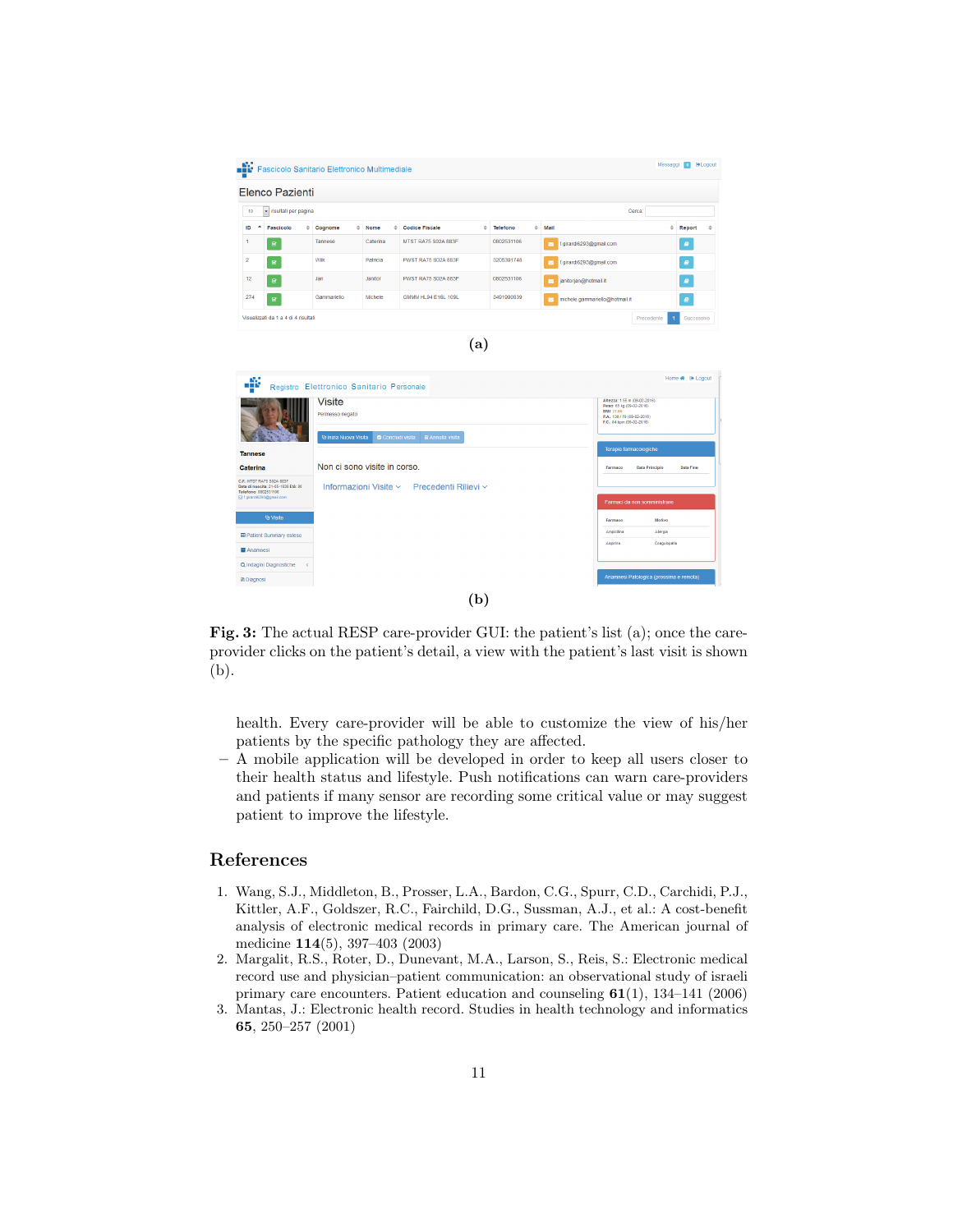(a)

(b)

**Fig. 3:** The actual RESP care-provider GUI: the patient's list (a); once the care-provider clicks on the patient's detail, a view with the patient's last visit is shown (b).

health. Every care-provider will be able to customize the view of his/her patients by the specific pathology they are affected.

– A mobile application will be developed in order to keep all users closer to their health status and lifestyle. Push notifications can warn care-providers and patients if many sensor are recording some critical value or may suggest patient to improve the lifestyle.

## References

1. Wang, S.J., Middleton, B., Prosser, L.A., Bardon, C.G., Spurr, C.D., Carchidi, P.J., Kittler, A.F., Goldszer, R.C., Fairchild, D.G., Sussman, A.J., et al.: A cost-benefit analysis of electronic medical records in primary care. The American journal of medicine **114**(5), 397–403 (2003)
2. Margalit, R.S., Roter, D., Dunevant, M.A., Larson, S., Reis, S.: Electronic medical record use and physician–patient communication: an observational study of israeli primary care encounters. Patient education and counseling **61**(1), 134–141 (2006)
3. Mantas, J.: Electronic health record. Studies in health technology and informatics **65**, 250–257 (2001)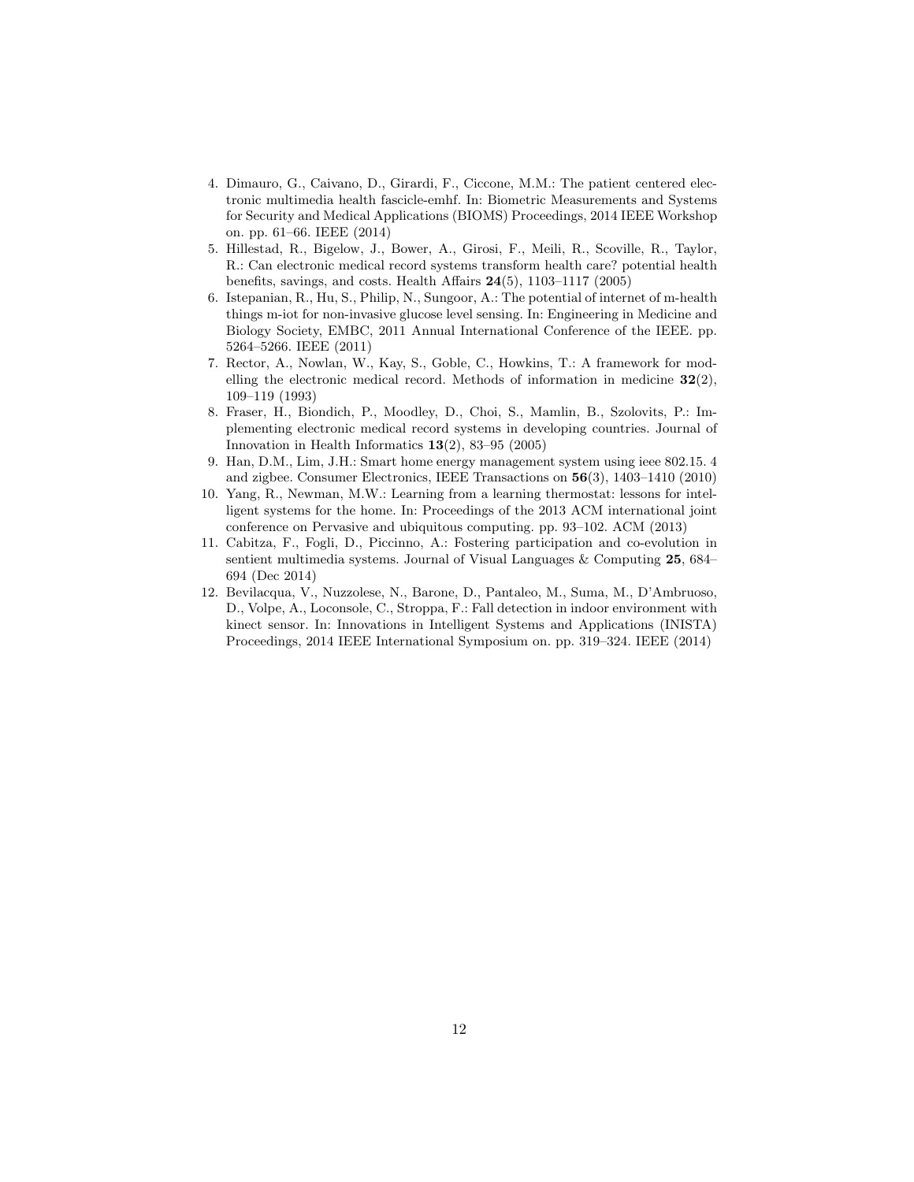4. Dimauro, G., Caivano, D., Girardi, F., Ciccone, M.M.: The patient centered electronic multimedia health fascicle-emhf. In: Biometric Measurements and Systems for Security and Medical Applications (BIOMS) Proceedings, 2014 IEEE Workshop on. pp. 61–66. IEEE (2014)
5. Hillestad, R., Bigelow, J., Bower, A., Girosi, F., Meili, R., Scoville, R., Taylor, R.: Can electronic medical record systems transform health care? potential health benefits, savings, and costs. Health Affairs **24**(5), 1103–1117 (2005)
6. Istepanian, R., Hu, S., Philip, N., Sungoor, A.: The potential of internet of m-health things m-iot for non-invasive glucose level sensing. In: Engineering in Medicine and Biology Society, EMBC, 2011 Annual International Conference of the IEEE. pp. 5264–5266. IEEE (2011)
7. Rector, A., Nowlan, W., Kay, S., Goble, C., Howkins, T.: A framework for modelling the electronic medical record. Methods of information in medicine **32**(2), 109–119 (1993)
8. Fraser, H., Biondich, P., Moodley, D., Choi, S., Mamlin, B., Szolovits, P.: Implementing electronic medical record systems in developing countries. Journal of Innovation in Health Informatics **13**(2), 83–95 (2005)
9. Han, D.M., Lim, J.H.: Smart home energy management system using ieee 802.15. 4 and zigbee. Consumer Electronics, IEEE Transactions on **56**(3), 1403–1410 (2010)
10. Yang, R., Newman, M.W.: Learning from a learning thermostat: lessons for intelligent systems for the home. In: Proceedings of the 2013 ACM international joint conference on Pervasive and ubiquitous computing. pp. 93–102. ACM (2013)
11. Cabitza, F., Fogli, D., Piccinno, A.: Fostering participation and co-evolution in sentient multimedia systems. Journal of Visual Languages & Computing **25**, 684–694 (Dec 2014)
12. Bevilacqua, V., Nuzzolese, N., Barone, D., Pantaleo, M., Suma, M., D'Ambruoso, D., Volpe, A., Loconsole, C., Stroppa, F.: Fall detection in indoor environment with kinect sensor. In: Innovations in Intelligent Systems and Applications (INISTA) Proceedings, 2014 IEEE International Symposium on. pp. 319–324. IEEE (2014)